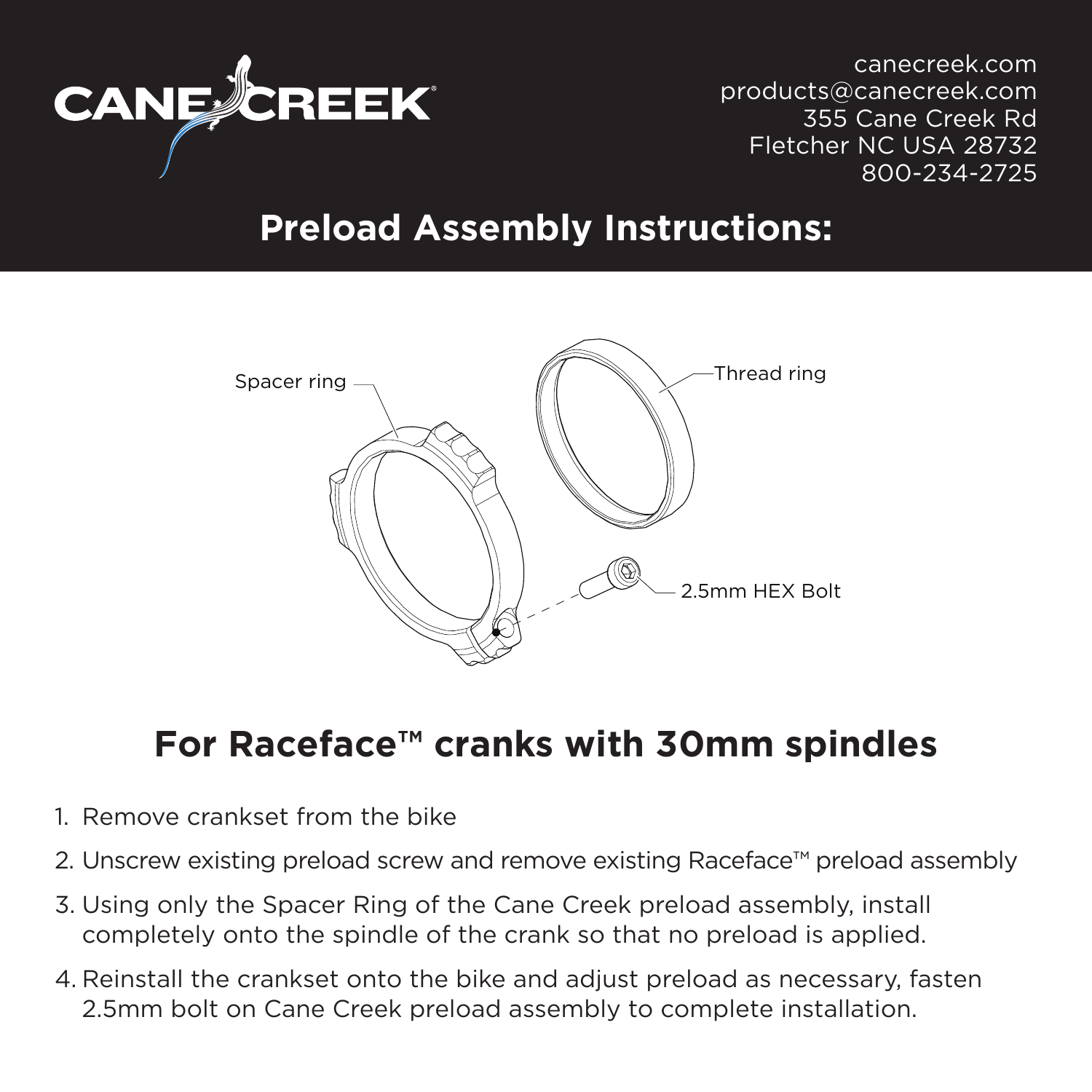CANE CREEK

canecreek.com
products@canecreek.com
355 Cane Creek Rd
Fletcher NC USA 28732
800-234-2725

# Preload Assembly Instructions:

Spacer ring

Thread ring

2.5mm HEX Bolt

## For Raceface™ cranks with 30mm spindles

1. Remove crankset from the bike
2. Unscrew existing preload screw and remove existing Raceface™ preload assembly
3. Using only the Spacer Ring of the Cane Creek preload assembly, install completely onto the spindle of the crank so that no preload is applied.
4. Reinstall the crankset onto the bike and adjust preload as necessary, fasten 2.5mm bolt on Cane Creek preload assembly to complete installation.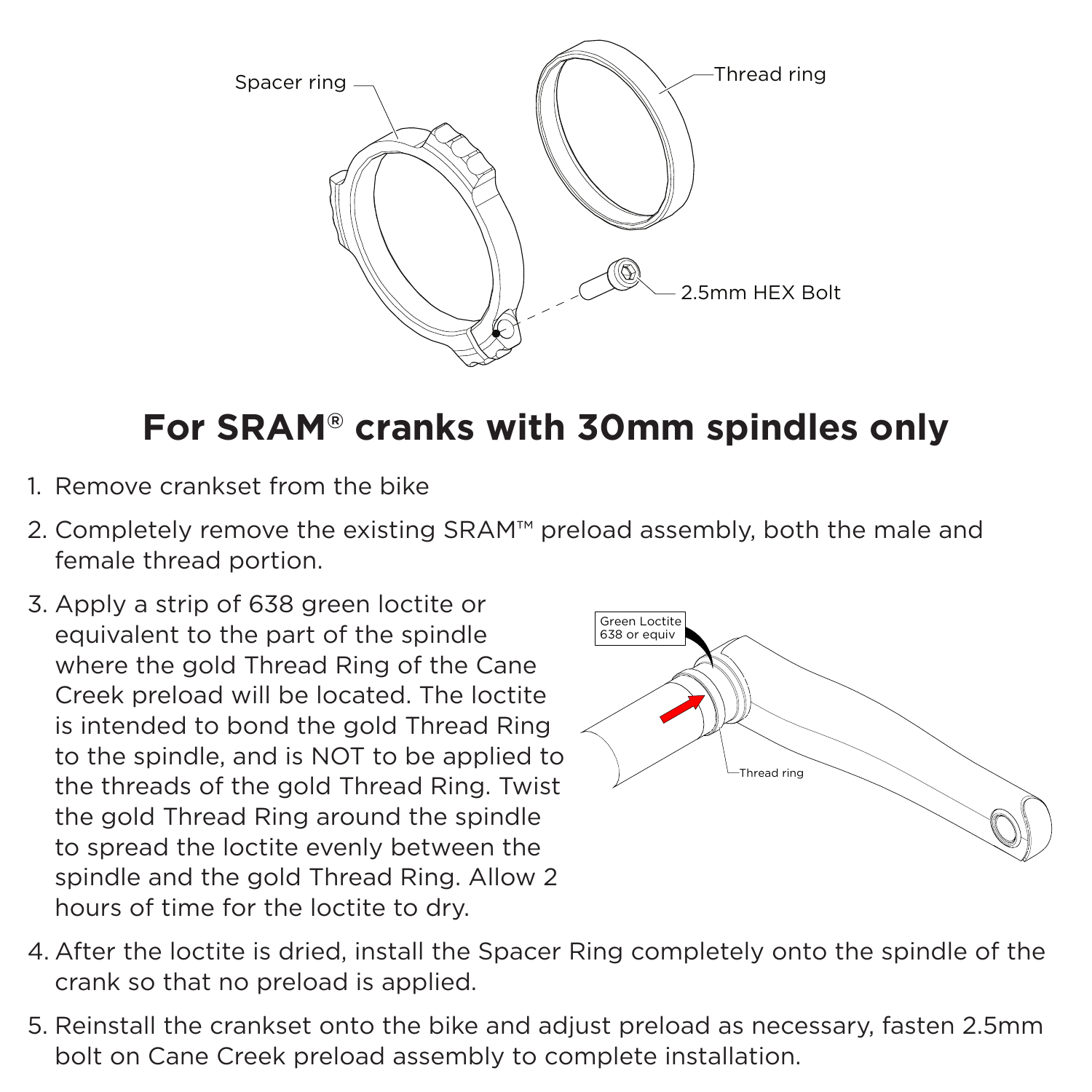Spacer ring

Thread ring

2.5mm HEX Bolt

## For SRAM® cranks with 30mm spindles only

1. Remove crankset from the bike
2. Completely remove the existing SRAM™ preload assembly, both the male and female thread portion.
3. Apply a strip of 638 green loctite or equivalent to the part of the spindle where the gold Thread Ring of the Cane Creek preload will be located. The loctite is intended to bond the gold Thread Ring to the spindle, and is NOT to be applied to the threads of the gold Thread Ring. Twist the gold Thread Ring around the spindle to spread the loctite evenly between the spindle and the gold Thread Ring. Allow 2 hours of time for the loctite to dry.

Green Loctite
638 or equiv

Thread ring

4. After the loctite is dried, install the Spacer Ring completely onto the spindle of the crank so that no preload is applied.
5. Reinstall the crankset onto the bike and adjust preload as necessary, fasten 2.5mm bolt on Cane Creek preload assembly to complete installation.